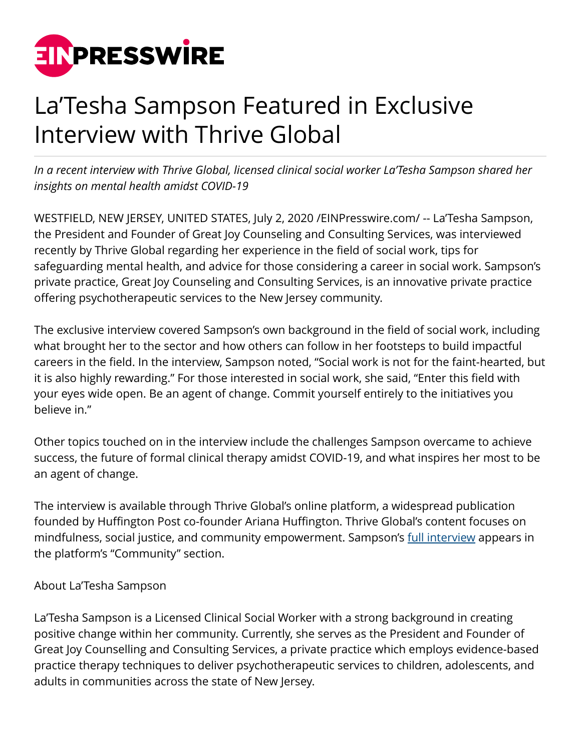# La'Tesha Sampson Featured in Exclusive Interview with Thrive Global

*In a recent interview with Thrive Global, licensed clinical social worker La'Tesha Sampson shared her insights on mental health amidst COVID-19*

WESTFIELD, NEW JERSEY, UNITED STATES, July 2, 2020 /EINPresswire.com/ -- La'Tesha Sampson, the President and Founder of Great Joy Counseling and Consulting Services, was interviewed recently by Thrive Global regarding her experience in the field of social work, tips for safeguarding mental health, and advice for those considering a career in social work. Sampson's private practice, Great Joy Counseling and Consulting Services, is an innovative private practice offering psychotherapeutic services to the New Jersey community.

The exclusive interview covered Sampson's own background in the field of social work, including what brought her to the sector and how others can follow in her footsteps to build impactful careers in the field. In the interview, Sampson noted, "Social work is not for the faint-hearted, but it is also highly rewarding." For those interested in social work, she said, "Enter this field with your eyes wide open. Be an agent of change. Commit yourself entirely to the initiatives you believe in."

Other topics touched on in the interview include the challenges Sampson overcame to achieve success, the future of formal clinical therapy amidst COVID-19, and what inspires her most to be an agent of change.

The interview is available through Thrive Global's online platform, a widespread publication founded by Huffington Post co-founder Ariana Huffington. Thrive Global's content focuses on mindfulness, social justice, and community empowerment. Sampson's full interview appears in the platform's "Community" section.

About La'Tesha Sampson

La'Tesha Sampson is a Licensed Clinical Social Worker with a strong background in creating positive change within her community. Currently, she serves as the President and Founder of Great Joy Counselling and Consulting Services, a private practice which employs evidence-based practice therapy techniques to deliver psychotherapeutic services to children, adolescents, and adults in communities across the state of New Jersey.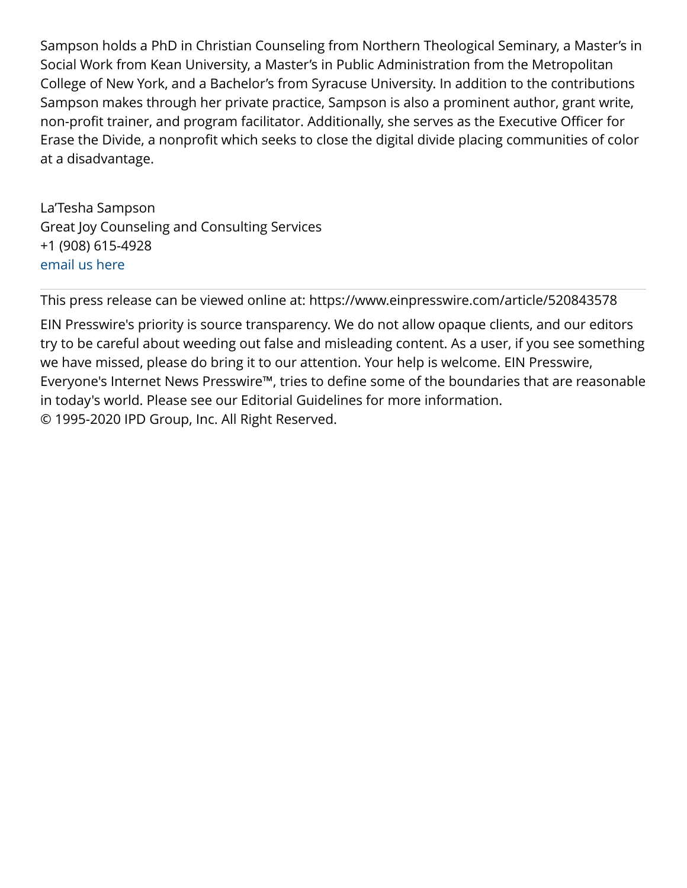Sampson holds a PhD in Christian Counseling from Northern Theological Seminary, a Master's in Social Work from Kean University, a Master's in Public Administration from the Metropolitan College of New York, and a Bachelor's from Syracuse University. In addition to the contributions Sampson makes through her private practice, Sampson is also a prominent author, grant write, non-profit trainer, and program facilitator. Additionally, she serves as the Executive Officer for Erase the Divide, a nonprofit which seeks to close the digital divide placing communities of color at a disadvantage.

La'Tesha Sampson
Great Joy Counseling and Consulting Services
+1 (908) 615-4928
email us here

---

This press release can be viewed online at: https://www.einpresswire.com/article/520843578

EIN Presswire's priority is source transparency. We do not allow opaque clients, and our editors try to be careful about weeding out false and misleading content. As a user, if you see something we have missed, please do bring it to our attention. Your help is welcome. EIN Presswire, Everyone's Internet News Presswire™, tries to define some of the boundaries that are reasonable in today's world. Please see our Editorial Guidelines for more information.
© 1995-2020 IPD Group, Inc. All Right Reserved.